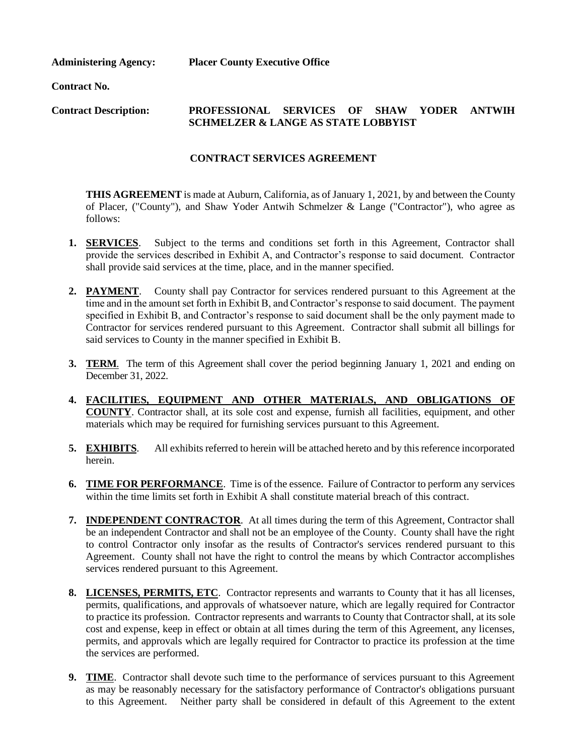**Administering Agency:** **Placer County Executive Office**

**Contract No.**

**Contract Description:** **PROFESSIONAL SERVICES OF SHAW YODER ANTWIH SCHMELZER & LANGE AS STATE LOBBYIST**

## CONTRACT SERVICES AGREEMENT

**THIS AGREEMENT** is made at Auburn, California, as of January 1, 2021, by and between the County of Placer, ("County"), and Shaw Yoder Antwih Schmelzer & Lange ("Contractor"), who agree as follows:

1. **SERVICES**. Subject to the terms and conditions set forth in this Agreement, Contractor shall provide the services described in Exhibit A, and Contractor's response to said document. Contractor shall provide said services at the time, place, and in the manner specified.

2. **PAYMENT**. County shall pay Contractor for services rendered pursuant to this Agreement at the time and in the amount set forth in Exhibit B, and Contractor's response to said document. The payment specified in Exhibit B, and Contractor's response to said document shall be the only payment made to Contractor for services rendered pursuant to this Agreement. Contractor shall submit all billings for said services to County in the manner specified in Exhibit B.

3. **TERM**. The term of this Agreement shall cover the period beginning January 1, 2021 and ending on December 31, 2022.

4. **FACILITIES, EQUIPMENT AND OTHER MATERIALS, AND OBLIGATIONS OF COUNTY**. Contractor shall, at its sole cost and expense, furnish all facilities, equipment, and other materials which may be required for furnishing services pursuant to this Agreement.

5. **EXHIBITS**. All exhibits referred to herein will be attached hereto and by this reference incorporated herein.

6. **TIME FOR PERFORMANCE**. Time is of the essence. Failure of Contractor to perform any services within the time limits set forth in Exhibit A shall constitute material breach of this contract.

7. **INDEPENDENT CONTRACTOR**. At all times during the term of this Agreement, Contractor shall be an independent Contractor and shall not be an employee of the County. County shall have the right to control Contractor only insofar as the results of Contractor's services rendered pursuant to this Agreement. County shall not have the right to control the means by which Contractor accomplishes services rendered pursuant to this Agreement.

8. **LICENSES, PERMITS, ETC**. Contractor represents and warrants to County that it has all licenses, permits, qualifications, and approvals of whatsoever nature, which are legally required for Contractor to practice its profession. Contractor represents and warrants to County that Contractor shall, at its sole cost and expense, keep in effect or obtain at all times during the term of this Agreement, any licenses, permits, and approvals which are legally required for Contractor to practice its profession at the time the services are performed.

9. **TIME**. Contractor shall devote such time to the performance of services pursuant to this Agreement as may be reasonably necessary for the satisfactory performance of Contractor's obligations pursuant to this Agreement. Neither party shall be considered in default of this Agreement to the extent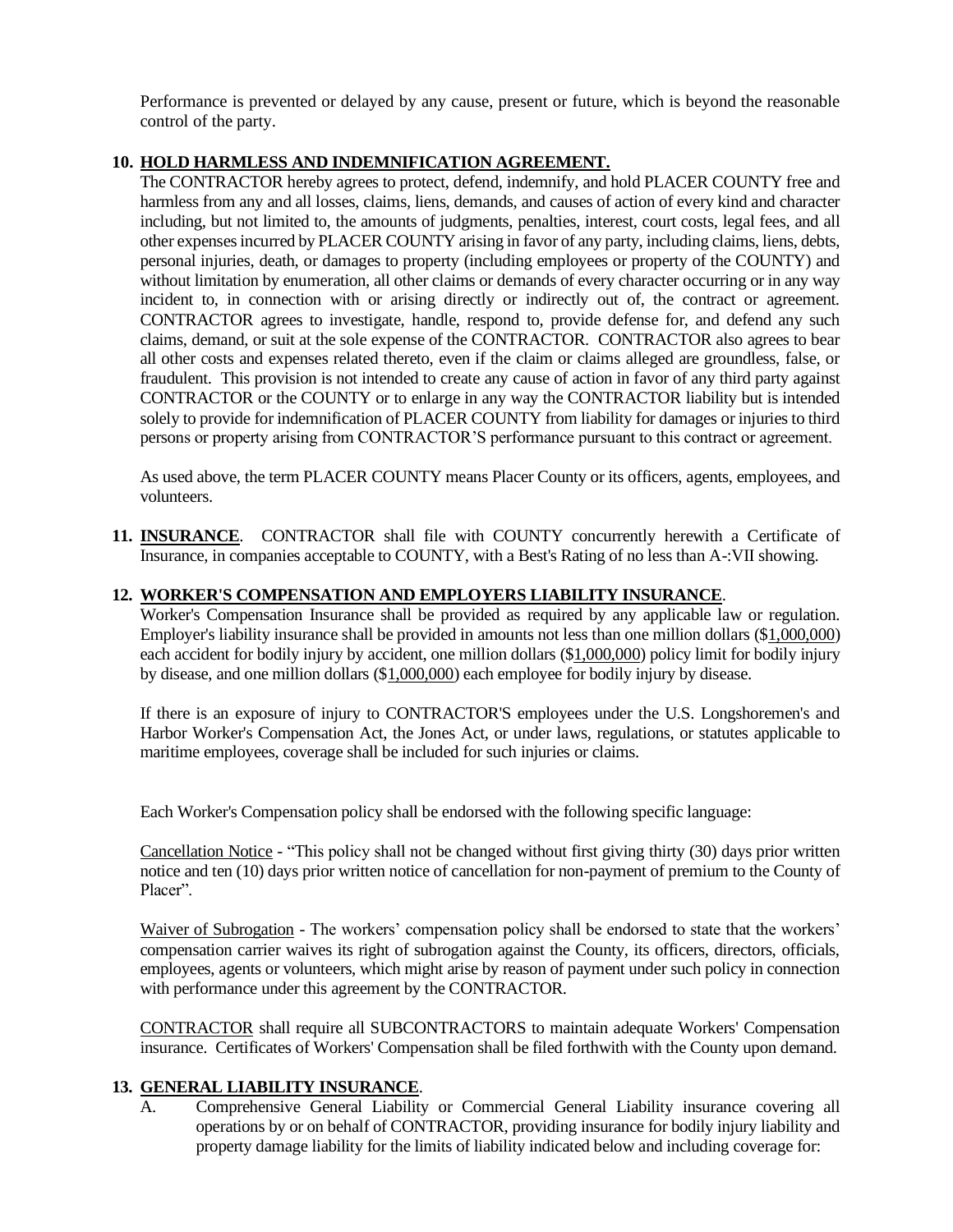Performance is prevented or delayed by any cause, present or future, which is beyond the reasonable control of the party.

**10. HOLD HARMLESS AND INDEMNIFICATION AGREEMENT.**

The CONTRACTOR hereby agrees to protect, defend, indemnify, and hold PLACER COUNTY free and harmless from any and all losses, claims, liens, demands, and causes of action of every kind and character including, but not limited to, the amounts of judgments, penalties, interest, court costs, legal fees, and all other expenses incurred by PLACER COUNTY arising in favor of any party, including claims, liens, debts, personal injuries, death, or damages to property (including employees or property of the COUNTY) and without limitation by enumeration, all other claims or demands of every character occurring or in any way incident to, in connection with or arising directly or indirectly out of, the contract or agreement. CONTRACTOR agrees to investigate, handle, respond to, provide defense for, and defend any such claims, demand, or suit at the sole expense of the CONTRACTOR. CONTRACTOR also agrees to bear all other costs and expenses related thereto, even if the claim or claims alleged are groundless, false, or fraudulent. This provision is not intended to create any cause of action in favor of any third party against CONTRACTOR or the COUNTY or to enlarge in any way the CONTRACTOR liability but is intended solely to provide for indemnification of PLACER COUNTY from liability for damages or injuries to third persons or property arising from CONTRACTOR'S performance pursuant to this contract or agreement.

As used above, the term PLACER COUNTY means Placer County or its officers, agents, employees, and volunteers.

**11. INSURANCE**. CONTRACTOR shall file with COUNTY concurrently herewith a Certificate of Insurance, in companies acceptable to COUNTY, with a Best's Rating of no less than A-:VII showing.

**12. WORKER'S COMPENSATION AND EMPLOYERS LIABILITY INSURANCE**.

Worker's Compensation Insurance shall be provided as required by any applicable law or regulation. Employer's liability insurance shall be provided in amounts not less than one million dollars ($1,000,000) each accident for bodily injury by accident, one million dollars ($1,000,000) policy limit for bodily injury by disease, and one million dollars ($1,000,000) each employee for bodily injury by disease.

If there is an exposure of injury to CONTRACTOR'S employees under the U.S. Longshoremen's and Harbor Worker's Compensation Act, the Jones Act, or under laws, regulations, or statutes applicable to maritime employees, coverage shall be included for such injuries or claims.

Each Worker's Compensation policy shall be endorsed with the following specific language:

Cancellation Notice - "This policy shall not be changed without first giving thirty (30) days prior written notice and ten (10) days prior written notice of cancellation for non-payment of premium to the County of Placer".

Waiver of Subrogation - The workers' compensation policy shall be endorsed to state that the workers' compensation carrier waives its right of subrogation against the County, its officers, directors, officials, employees, agents or volunteers, which might arise by reason of payment under such policy in connection with performance under this agreement by the CONTRACTOR.

CONTRACTOR shall require all SUBCONTRACTORS to maintain adequate Workers' Compensation insurance. Certificates of Workers' Compensation shall be filed forthwith with the County upon demand.

**13. GENERAL LIABILITY INSURANCE**.

A. Comprehensive General Liability or Commercial General Liability insurance covering all operations by or on behalf of CONTRACTOR, providing insurance for bodily injury liability and property damage liability for the limits of liability indicated below and including coverage for: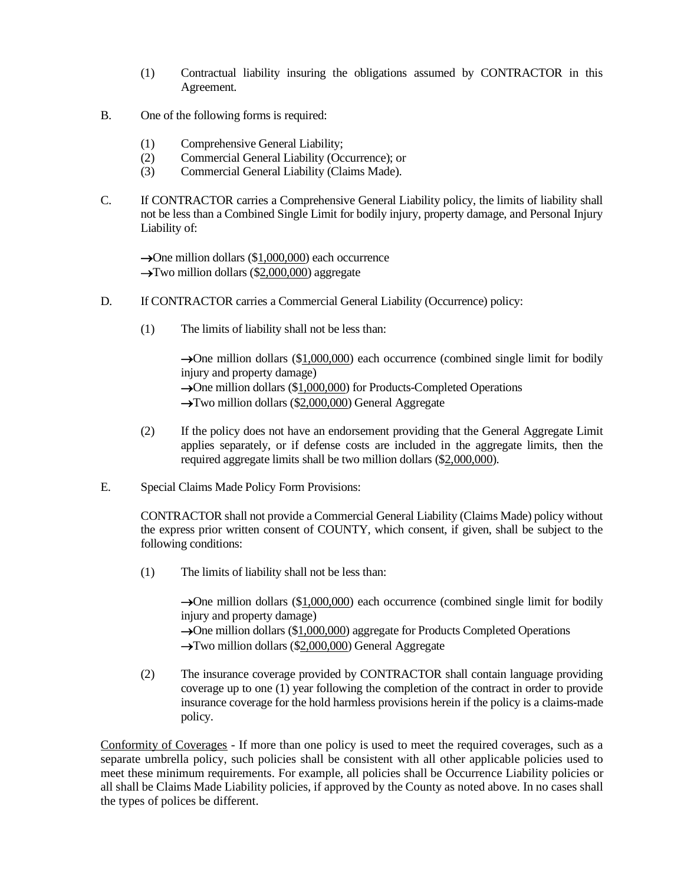(1) Contractual liability insuring the obligations assumed by CONTRACTOR in this Agreement.

B. One of the following forms is required:

(1) Comprehensive General Liability;
(2) Commercial General Liability (Occurrence); or
(3) Commercial General Liability (Claims Made).

C. If CONTRACTOR carries a Comprehensive General Liability policy, the limits of liability shall not be less than a Combined Single Limit for bodily injury, property damage, and Personal Injury Liability of:

→One million dollars ($1,000,000) each occurrence
→Two million dollars ($2,000,000) aggregate

D. If CONTRACTOR carries a Commercial General Liability (Occurrence) policy:

(1) The limits of liability shall not be less than:

→One million dollars ($1,000,000) each occurrence (combined single limit for bodily injury and property damage)
→One million dollars ($1,000,000) for Products-Completed Operations
→Two million dollars ($2,000,000) General Aggregate

(2) If the policy does not have an endorsement providing that the General Aggregate Limit applies separately, or if defense costs are included in the aggregate limits, then the required aggregate limits shall be two million dollars ($2,000,000).

E. Special Claims Made Policy Form Provisions:

CONTRACTOR shall not provide a Commercial General Liability (Claims Made) policy without the express prior written consent of COUNTY, which consent, if given, shall be subject to the following conditions:

(1) The limits of liability shall not be less than:

→One million dollars ($1,000,000) each occurrence (combined single limit for bodily injury and property damage)
→One million dollars ($1,000,000) aggregate for Products Completed Operations
→Two million dollars ($2,000,000) General Aggregate

(2) The insurance coverage provided by CONTRACTOR shall contain language providing coverage up to one (1) year following the completion of the contract in order to provide insurance coverage for the hold harmless provisions herein if the policy is a claims-made policy.

Conformity of Coverages - If more than one policy is used to meet the required coverages, such as a separate umbrella policy, such policies shall be consistent with all other applicable policies used to meet these minimum requirements. For example, all policies shall be Occurrence Liability policies or all shall be Claims Made Liability policies, if approved by the County as noted above. In no cases shall the types of polices be different.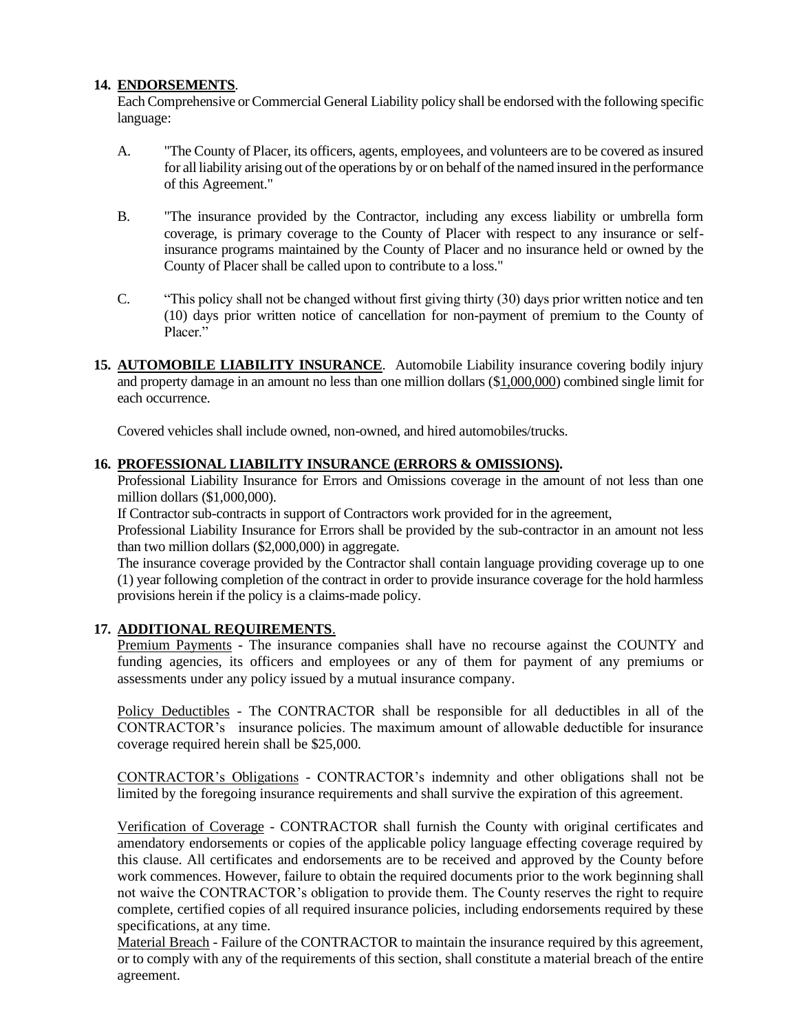**14. ENDORSEMENTS.**

Each Comprehensive or Commercial General Liability policy shall be endorsed with the following specific language:

A. "The County of Placer, its officers, agents, employees, and volunteers are to be covered as insured for all liability arising out of the operations by or on behalf of the named insured in the performance of this Agreement."

B. "The insurance provided by the Contractor, including any excess liability or umbrella form coverage, is primary coverage to the County of Placer with respect to any insurance or self-insurance programs maintained by the County of Placer and no insurance held or owned by the County of Placer shall be called upon to contribute to a loss."

C. "This policy shall not be changed without first giving thirty (30) days prior written notice and ten (10) days prior written notice of cancellation for non-payment of premium to the County of Placer."

**15. AUTOMOBILE LIABILITY INSURANCE.** Automobile Liability insurance covering bodily injury and property damage in an amount no less than one million dollars ($1,000,000) combined single limit for each occurrence.

Covered vehicles shall include owned, non-owned, and hired automobiles/trucks.

**16. PROFESSIONAL LIABILITY INSURANCE (ERRORS & OMISSIONS).**

Professional Liability Insurance for Errors and Omissions coverage in the amount of not less than one million dollars ($1,000,000).

If Contractor sub-contracts in support of Contractors work provided for in the agreement,

Professional Liability Insurance for Errors shall be provided by the sub-contractor in an amount not less than two million dollars ($2,000,000) in aggregate.

The insurance coverage provided by the Contractor shall contain language providing coverage up to one (1) year following completion of the contract in order to provide insurance coverage for the hold harmless provisions herein if the policy is a claims-made policy.

**17. ADDITIONAL REQUIREMENTS.**

Premium Payments - The insurance companies shall have no recourse against the COUNTY and funding agencies, its officers and employees or any of them for payment of any premiums or assessments under any policy issued by a mutual insurance company.

Policy Deductibles - The CONTRACTOR shall be responsible for all deductibles in all of the CONTRACTOR's insurance policies. The maximum amount of allowable deductible for insurance coverage required herein shall be $25,000.

CONTRACTOR's Obligations - CONTRACTOR's indemnity and other obligations shall not be limited by the foregoing insurance requirements and shall survive the expiration of this agreement.

Verification of Coverage - CONTRACTOR shall furnish the County with original certificates and amendatory endorsements or copies of the applicable policy language effecting coverage required by this clause. All certificates and endorsements are to be received and approved by the County before work commences. However, failure to obtain the required documents prior to the work beginning shall not waive the CONTRACTOR's obligation to provide them. The County reserves the right to require complete, certified copies of all required insurance policies, including endorsements required by these specifications, at any time.

Material Breach - Failure of the CONTRACTOR to maintain the insurance required by this agreement, or to comply with any of the requirements of this section, shall constitute a material breach of the entire agreement.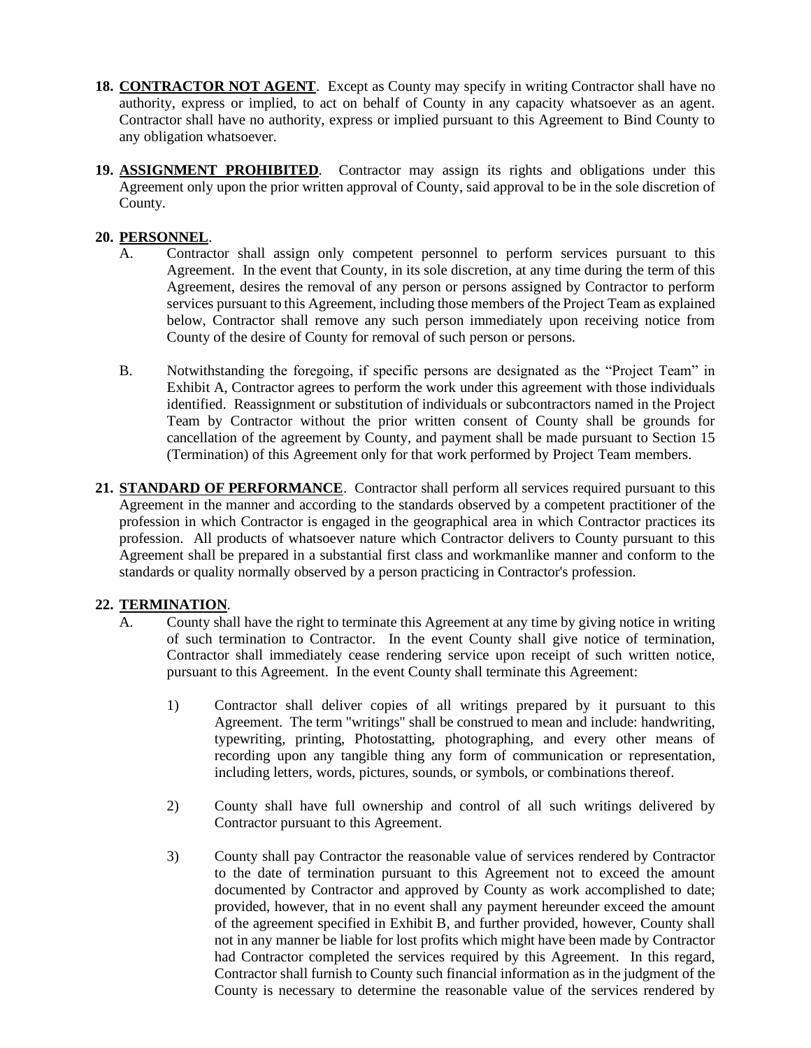**18. CONTRACTOR NOT AGENT**. Except as County may specify in writing Contractor shall have no authority, express or implied, to act on behalf of County in any capacity whatsoever as an agent. Contractor shall have no authority, express or implied pursuant to this Agreement to Bind County to any obligation whatsoever.

**19. ASSIGNMENT PROHIBITED**. Contractor may assign its rights and obligations under this Agreement only upon the prior written approval of County, said approval to be in the sole discretion of County.

**20. PERSONNEL**.

A. Contractor shall assign only competent personnel to perform services pursuant to this Agreement. In the event that County, in its sole discretion, at any time during the term of this Agreement, desires the removal of any person or persons assigned by Contractor to perform services pursuant to this Agreement, including those members of the Project Team as explained below, Contractor shall remove any such person immediately upon receiving notice from County of the desire of County for removal of such person or persons.

B. Notwithstanding the foregoing, if specific persons are designated as the "Project Team" in Exhibit A, Contractor agrees to perform the work under this agreement with those individuals identified. Reassignment or substitution of individuals or subcontractors named in the Project Team by Contractor without the prior written consent of County shall be grounds for cancellation of the agreement by County, and payment shall be made pursuant to Section 15 (Termination) of this Agreement only for that work performed by Project Team members.

**21. STANDARD OF PERFORMANCE**. Contractor shall perform all services required pursuant to this Agreement in the manner and according to the standards observed by a competent practitioner of the profession in which Contractor is engaged in the geographical area in which Contractor practices its profession. All products of whatsoever nature which Contractor delivers to County pursuant to this Agreement shall be prepared in a substantial first class and workmanlike manner and conform to the standards or quality normally observed by a person practicing in Contractor's profession.

**22. TERMINATION**.

A. County shall have the right to terminate this Agreement at any time by giving notice in writing of such termination to Contractor. In the event County shall give notice of termination, Contractor shall immediately cease rendering service upon receipt of such written notice, pursuant to this Agreement. In the event County shall terminate this Agreement:

1) Contractor shall deliver copies of all writings prepared by it pursuant to this Agreement. The term "writings" shall be construed to mean and include: handwriting, typewriting, printing, Photostatting, photographing, and every other means of recording upon any tangible thing any form of communication or representation, including letters, words, pictures, sounds, or symbols, or combinations thereof.

2) County shall have full ownership and control of all such writings delivered by Contractor pursuant to this Agreement.

3) County shall pay Contractor the reasonable value of services rendered by Contractor to the date of termination pursuant to this Agreement not to exceed the amount documented by Contractor and approved by County as work accomplished to date; provided, however, that in no event shall any payment hereunder exceed the amount of the agreement specified in Exhibit B, and further provided, however, County shall not in any manner be liable for lost profits which might have been made by Contractor had Contractor completed the services required by this Agreement. In this regard, Contractor shall furnish to County such financial information as in the judgment of the County is necessary to determine the reasonable value of the services rendered by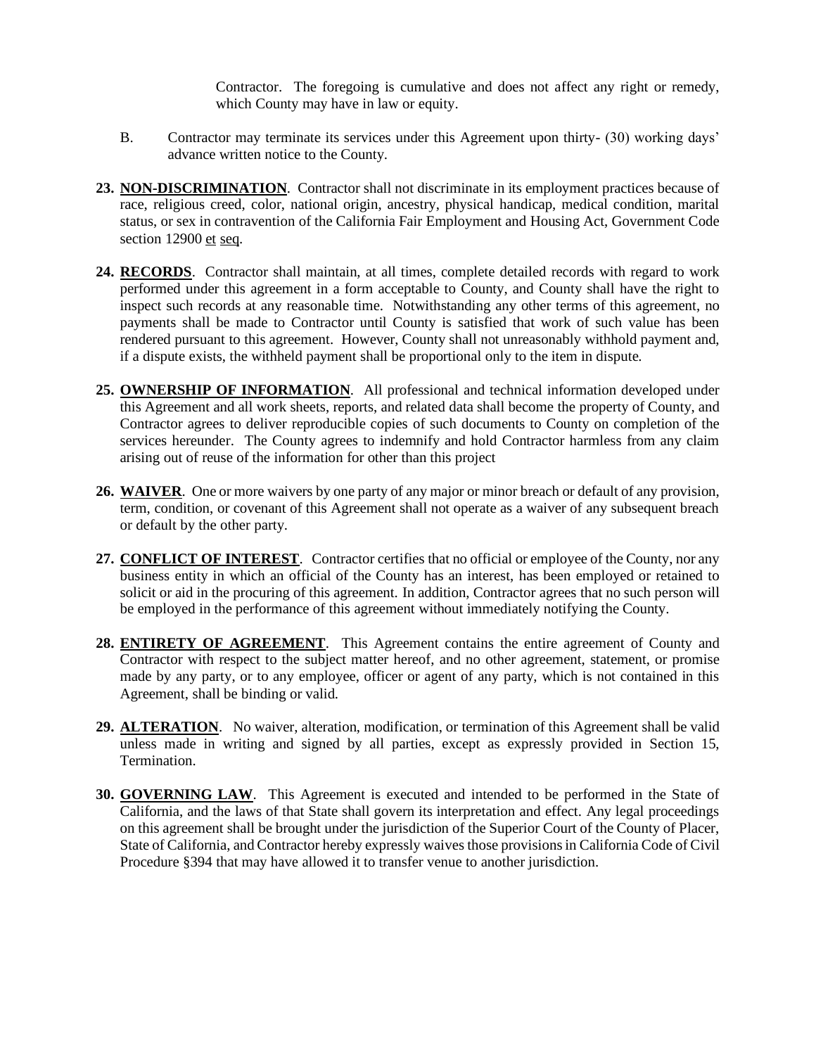Contractor. The foregoing is cumulative and does not affect any right or remedy, which County may have in law or equity.

B. Contractor may terminate its services under this Agreement upon thirty- (30) working days' advance written notice to the County.

**23. NON-DISCRIMINATION**. Contractor shall not discriminate in its employment practices because of race, religious creed, color, national origin, ancestry, physical handicap, medical condition, marital status, or sex in contravention of the California Fair Employment and Housing Act, Government Code section 12900 et seq.

**24. RECORDS**. Contractor shall maintain, at all times, complete detailed records with regard to work performed under this agreement in a form acceptable to County, and County shall have the right to inspect such records at any reasonable time. Notwithstanding any other terms of this agreement, no payments shall be made to Contractor until County is satisfied that work of such value has been rendered pursuant to this agreement. However, County shall not unreasonably withhold payment and, if a dispute exists, the withheld payment shall be proportional only to the item in dispute.

**25. OWNERSHIP OF INFORMATION**. All professional and technical information developed under this Agreement and all work sheets, reports, and related data shall become the property of County, and Contractor agrees to deliver reproducible copies of such documents to County on completion of the services hereunder. The County agrees to indemnify and hold Contractor harmless from any claim arising out of reuse of the information for other than this project

**26. WAIVER**. One or more waivers by one party of any major or minor breach or default of any provision, term, condition, or covenant of this Agreement shall not operate as a waiver of any subsequent breach or default by the other party.

**27. CONFLICT OF INTEREST**. Contractor certifies that no official or employee of the County, nor any business entity in which an official of the County has an interest, has been employed or retained to solicit or aid in the procuring of this agreement. In addition, Contractor agrees that no such person will be employed in the performance of this agreement without immediately notifying the County.

**28. ENTIRETY OF AGREEMENT**. This Agreement contains the entire agreement of County and Contractor with respect to the subject matter hereof, and no other agreement, statement, or promise made by any party, or to any employee, officer or agent of any party, which is not contained in this Agreement, shall be binding or valid.

**29. ALTERATION**. No waiver, alteration, modification, or termination of this Agreement shall be valid unless made in writing and signed by all parties, except as expressly provided in Section 15, Termination.

**30. GOVERNING LAW**. This Agreement is executed and intended to be performed in the State of California, and the laws of that State shall govern its interpretation and effect. Any legal proceedings on this agreement shall be brought under the jurisdiction of the Superior Court of the County of Placer, State of California, and Contractor hereby expressly waives those provisions in California Code of Civil Procedure §394 that may have allowed it to transfer venue to another jurisdiction.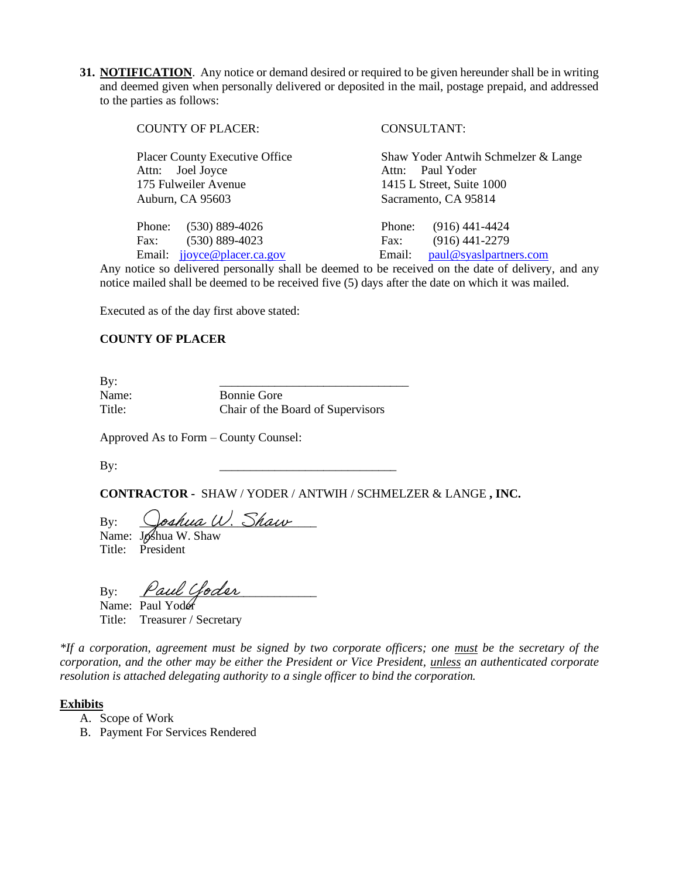**31. NOTIFICATION**. Any notice or demand desired or required to be given hereunder shall be in writing and deemed given when personally delivered or deposited in the mail, postage prepaid, and addressed to the parties as follows:

| COUNTY OF PLACER: | CONSULTANT: |
|---|---|
| Placer County Executive Office | Shaw Yoder Antwih Schmelzer & Lange |
| Attn: Joel Joyce | Attn: Paul Yoder |
| 175 Fulweiler Avenue | 1415 L Street, Suite 1000 |
| Auburn, CA 95603 | Sacramento, CA 95814 |
| Phone: (530) 889-4026 | Phone: (916) 441-4424 |
| Fax: (530) 889-4023 | Fax: (916) 441-2279 |
| Email: jjoyce@placer.ca.gov | Email: paul@syaslpartners.com |

Any notice so delivered personally shall be deemed to be received on the date of delivery, and any notice mailed shall be deemed to be received five (5) days after the date on which it was mailed.

Executed as of the day first above stated:

**COUNTY OF PLACER**

By: ______________________________
Name: Bonnie Gore
Title: Chair of the Board of Supervisors

Approved As to Form – County Counsel:

By: ______________________________

**CONTRACTOR -** SHAW / YODER / ANTWIH / SCHMELZER & LANGE **, INC.**

By: *Joshua W. Shaw*
Name: Joshua W. Shaw
Title: President

By: *Paul Yoder*
Name: Paul Yoder
Title: Treasurer / Secretary

*\*If a corporation, agreement must be signed by two corporate officers; one must be the secretary of the corporation, and the other may be either the President or Vice President, unless an authenticated corporate resolution is attached delegating authority to a single officer to bind the corporation.*

**Exhibits**

A. Scope of Work
B. Payment For Services Rendered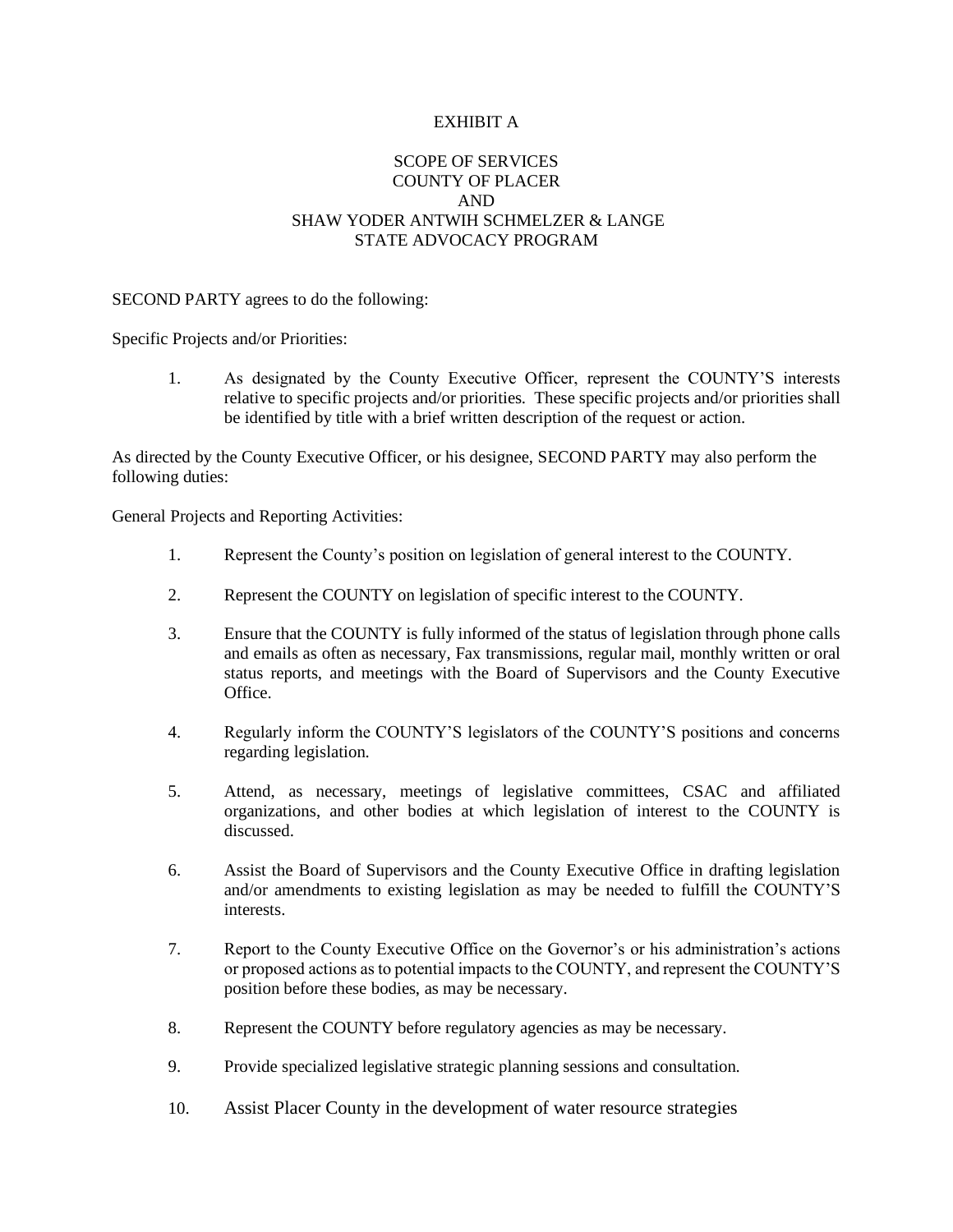# EXHIBIT A

## SCOPE OF SERVICES
## COUNTY OF PLACER
## AND
## SHAW YODER ANTWIH SCHMELZER & LANGE
## STATE ADVOCACY PROGRAM

SECOND PARTY agrees to do the following:

Specific Projects and/or Priorities:

1. As designated by the County Executive Officer, represent the COUNTY'S interests relative to specific projects and/or priorities. These specific projects and/or priorities shall be identified by title with a brief written description of the request or action.

As directed by the County Executive Officer, or his designee, SECOND PARTY may also perform the following duties:

General Projects and Reporting Activities:

1. Represent the County's position on legislation of general interest to the COUNTY.
2. Represent the COUNTY on legislation of specific interest to the COUNTY.
3. Ensure that the COUNTY is fully informed of the status of legislation through phone calls and emails as often as necessary, Fax transmissions, regular mail, monthly written or oral status reports, and meetings with the Board of Supervisors and the County Executive Office.
4. Regularly inform the COUNTY'S legislators of the COUNTY'S positions and concerns regarding legislation.
5. Attend, as necessary, meetings of legislative committees, CSAC and affiliated organizations, and other bodies at which legislation of interest to the COUNTY is discussed.
6. Assist the Board of Supervisors and the County Executive Office in drafting legislation and/or amendments to existing legislation as may be needed to fulfill the COUNTY'S interests.
7. Report to the County Executive Office on the Governor's or his administration's actions or proposed actions as to potential impacts to the COUNTY, and represent the COUNTY'S position before these bodies, as may be necessary.
8. Represent the COUNTY before regulatory agencies as may be necessary.
9. Provide specialized legislative strategic planning sessions and consultation.
10. Assist Placer County in the development of water resource strategies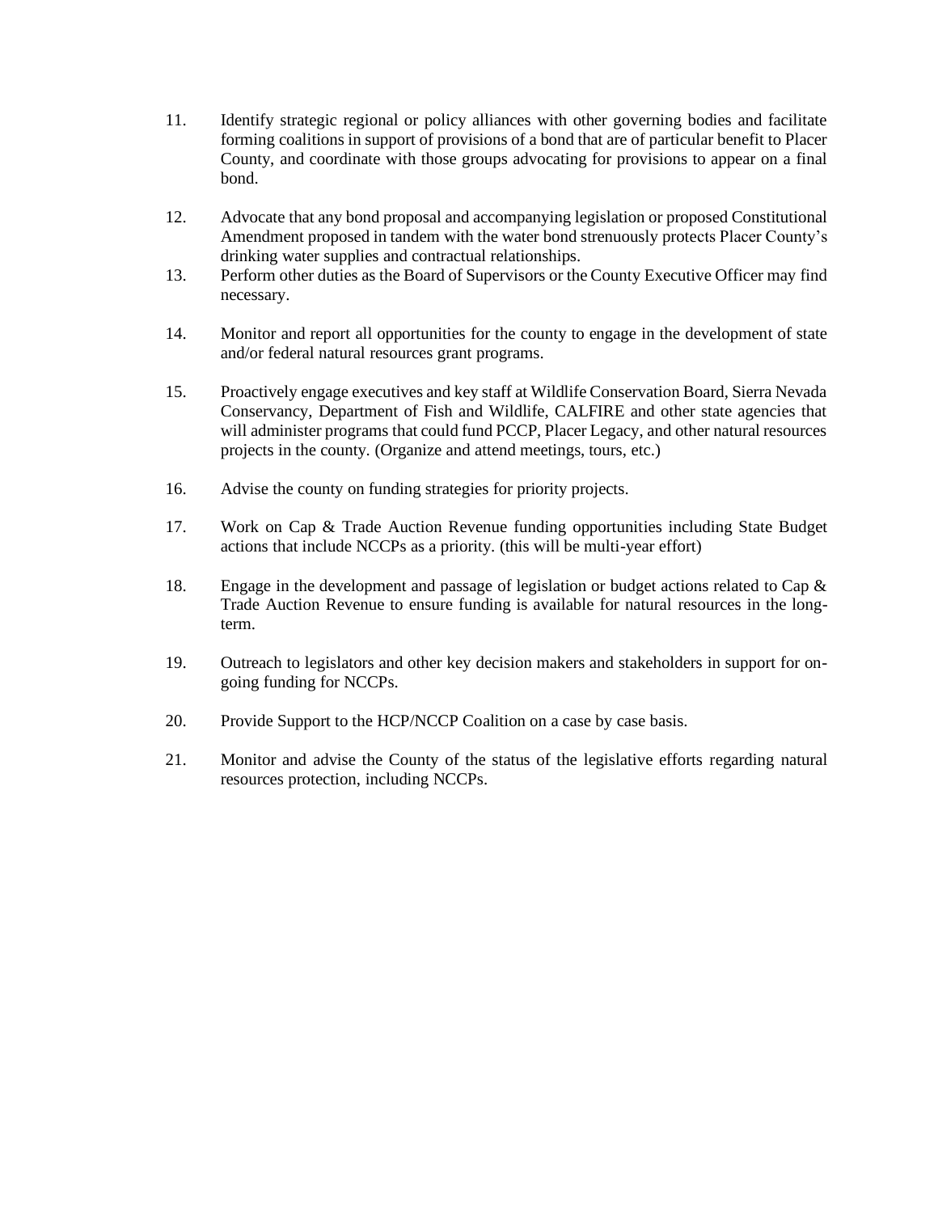11. Identify strategic regional or policy alliances with other governing bodies and facilitate forming coalitions in support of provisions of a bond that are of particular benefit to Placer County, and coordinate with those groups advocating for provisions to appear on a final bond.

12. Advocate that any bond proposal and accompanying legislation or proposed Constitutional Amendment proposed in tandem with the water bond strenuously protects Placer County's drinking water supplies and contractual relationships.

13. Perform other duties as the Board of Supervisors or the County Executive Officer may find necessary.

14. Monitor and report all opportunities for the county to engage in the development of state and/or federal natural resources grant programs.

15. Proactively engage executives and key staff at Wildlife Conservation Board, Sierra Nevada Conservancy, Department of Fish and Wildlife, CALFIRE and other state agencies that will administer programs that could fund PCCP, Placer Legacy, and other natural resources projects in the county. (Organize and attend meetings, tours, etc.)

16. Advise the county on funding strategies for priority projects.

17. Work on Cap & Trade Auction Revenue funding opportunities including State Budget actions that include NCCPs as a priority. (this will be multi-year effort)

18. Engage in the development and passage of legislation or budget actions related to Cap & Trade Auction Revenue to ensure funding is available for natural resources in the long-term.

19. Outreach to legislators and other key decision makers and stakeholders in support for on-going funding for NCCPs.

20. Provide Support to the HCP/NCCP Coalition on a case by case basis.

21. Monitor and advise the County of the status of the legislative efforts regarding natural resources protection, including NCCPs.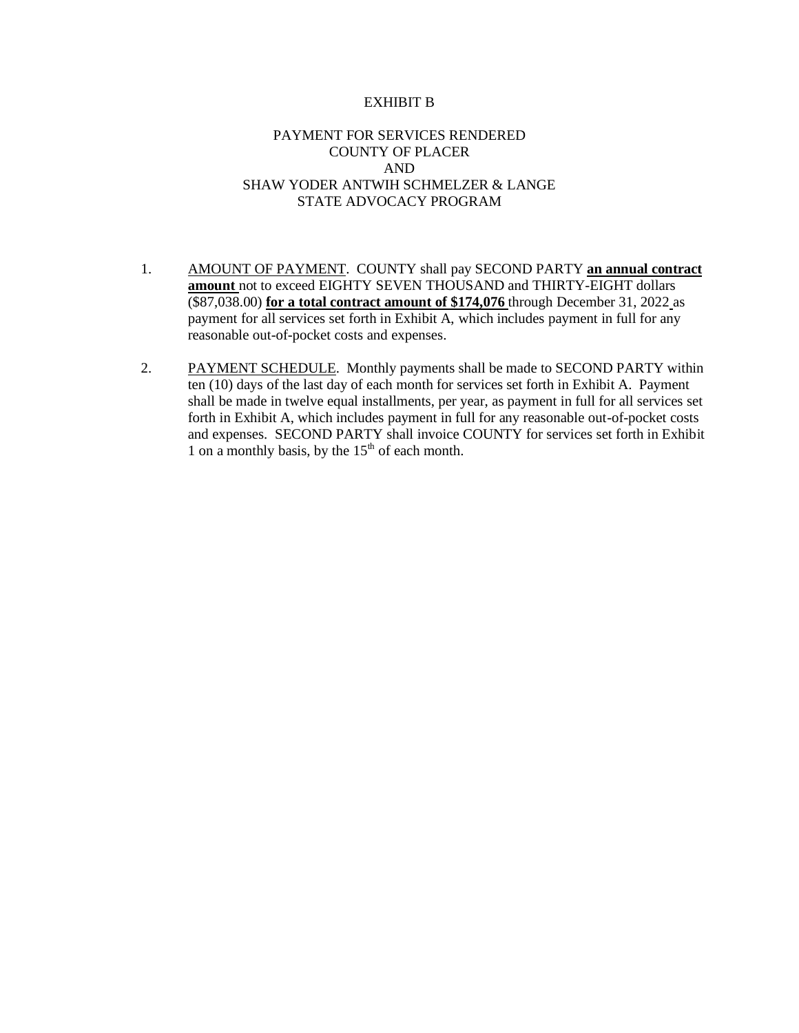EXHIBIT B

PAYMENT FOR SERVICES RENDERED
COUNTY OF PLACER
AND
SHAW YODER ANTWIH SCHMELZER & LANGE
STATE ADVOCACY PROGRAM

1. AMOUNT OF PAYMENT. COUNTY shall pay SECOND PARTY **an annual contract amount** not to exceed EIGHTY SEVEN THOUSAND and THIRTY-EIGHT dollars ($87,038.00) **for a total contract amount of $174,076** through December 31, 2022 as payment for all services set forth in Exhibit A, which includes payment in full for any reasonable out-of-pocket costs and expenses.

2. PAYMENT SCHEDULE. Monthly payments shall be made to SECOND PARTY within ten (10) days of the last day of each month for services set forth in Exhibit A. Payment shall be made in twelve equal installments, per year, as payment in full for all services set forth in Exhibit A, which includes payment in full for any reasonable out-of-pocket costs and expenses. SECOND PARTY shall invoice COUNTY for services set forth in Exhibit 1 on a monthly basis, by the 15th of each month.